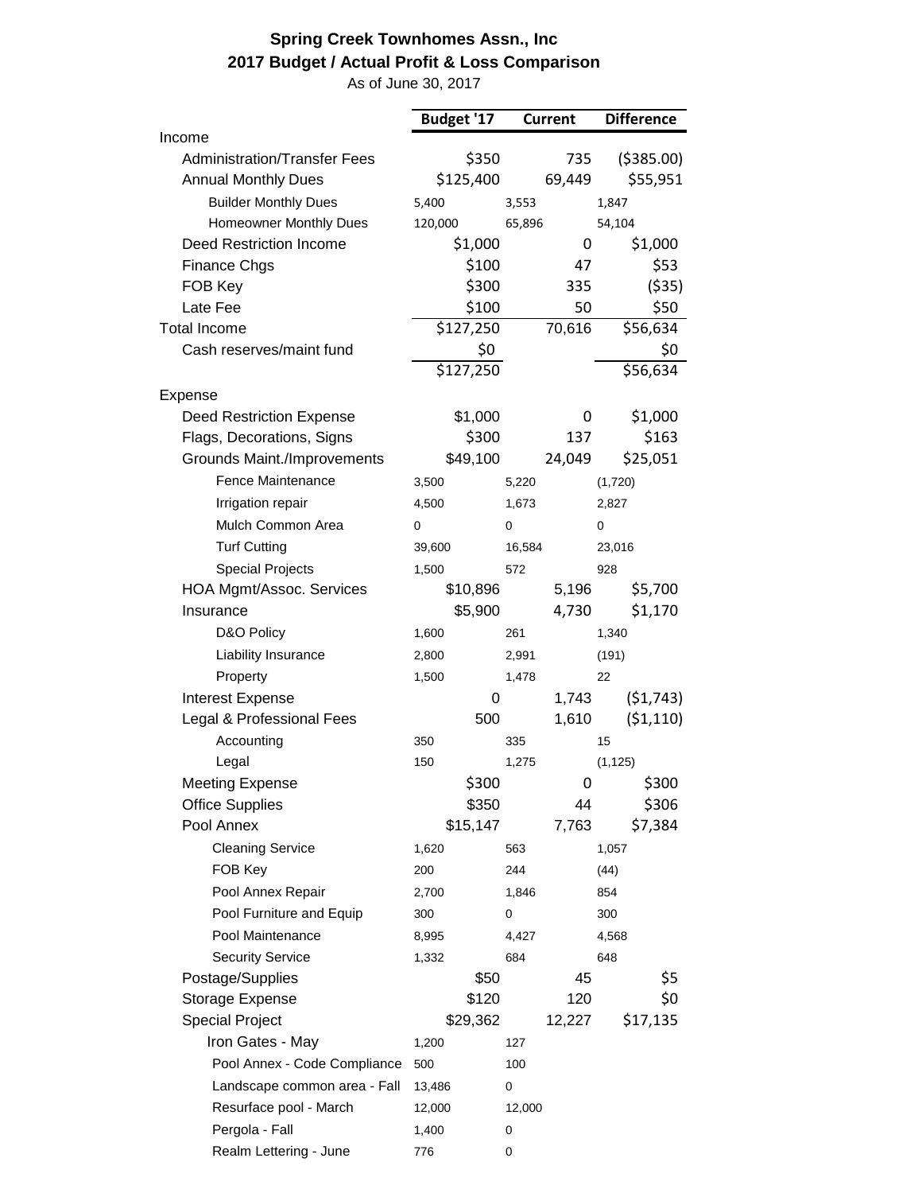# Spring Creek Townhomes Assn., Inc

## 2017 Budget / Actual Profit & Loss Comparison

As of June 30, 2017

| | Budget '17 | Current | Difference |
|---|---|---|---|
| Income | | | |
| Administration/Transfer Fees | $350 | 735 | ($385.00) |
| Annual Monthly Dues | $125,400 | 69,449 | $55,951 |
| Builder Monthly Dues | 5,400 | 3,553 | 1,847 |
| Homeowner Monthly Dues | 120,000 | 65,896 | 54,104 |
| Deed Restriction Income | $1,000 | 0 | $1,000 |
| Finance Chgs | $100 | 47 | $53 |
| FOB Key | $300 | 335 | ($35) |
| Late Fee | $100 | 50 | $50 |
| Total Income | $127,250 | 70,616 | $56,634 |
| Cash reserves/maint fund | $0 | | $0 |
| | $127,250 | | $56,634 |
| Expense | | | |
| Deed Restriction Expense | $1,000 | 0 | $1,000 |
| Flags, Decorations, Signs | $300 | 137 | $163 |
| Grounds Maint./Improvements | $49,100 | 24,049 | $25,051 |
| Fence Maintenance | 3,500 | 5,220 | (1,720) |
| Irrigation repair | 4,500 | 1,673 | 2,827 |
| Mulch Common Area | 0 | 0 | 0 |
| Turf Cutting | 39,600 | 16,584 | 23,016 |
| Special Projects | 1,500 | 572 | 928 |
| HOA Mgmt/Assoc. Services | $10,896 | 5,196 | $5,700 |
| Insurance | $5,900 | 4,730 | $1,170 |
| D&O Policy | 1,600 | 261 | 1,340 |
| Liability Insurance | 2,800 | 2,991 | (191) |
| Property | 1,500 | 1,478 | 22 |
| Interest Expense | 0 | 1,743 | ($1,743) |
| Legal & Professional Fees | 500 | 1,610 | ($1,110) |
| Accounting | 350 | 335 | 15 |
| Legal | 150 | 1,275 | (1,125) |
| Meeting Expense | $300 | 0 | $300 |
| Office Supplies | $350 | 44 | $306 |
| Pool Annex | $15,147 | 7,763 | $7,384 |
| Cleaning Service | 1,620 | 563 | 1,057 |
| FOB Key | 200 | 244 | (44) |
| Pool Annex Repair | 2,700 | 1,846 | 854 |
| Pool Furniture and Equip | 300 | 0 | 300 |
| Pool Maintenance | 8,995 | 4,427 | 4,568 |
| Security Service | 1,332 | 684 | 648 |
| Postage/Supplies | $50 | 45 | $5 |
| Storage Expense | $120 | 120 | $0 |
| Special Project | $29,362 | 12,227 | $17,135 |
| Iron Gates - May | 1,200 | 127 | |
| Pool Annex - Code Compliance | 500 | 100 | |
| Landscape common area - Fall | 13,486 | 0 | |
| Resurface pool - March | 12,000 | 12,000 | |
| Pergola - Fall | 1,400 | 0 | |
| Realm Lettering - June | 776 | 0 | |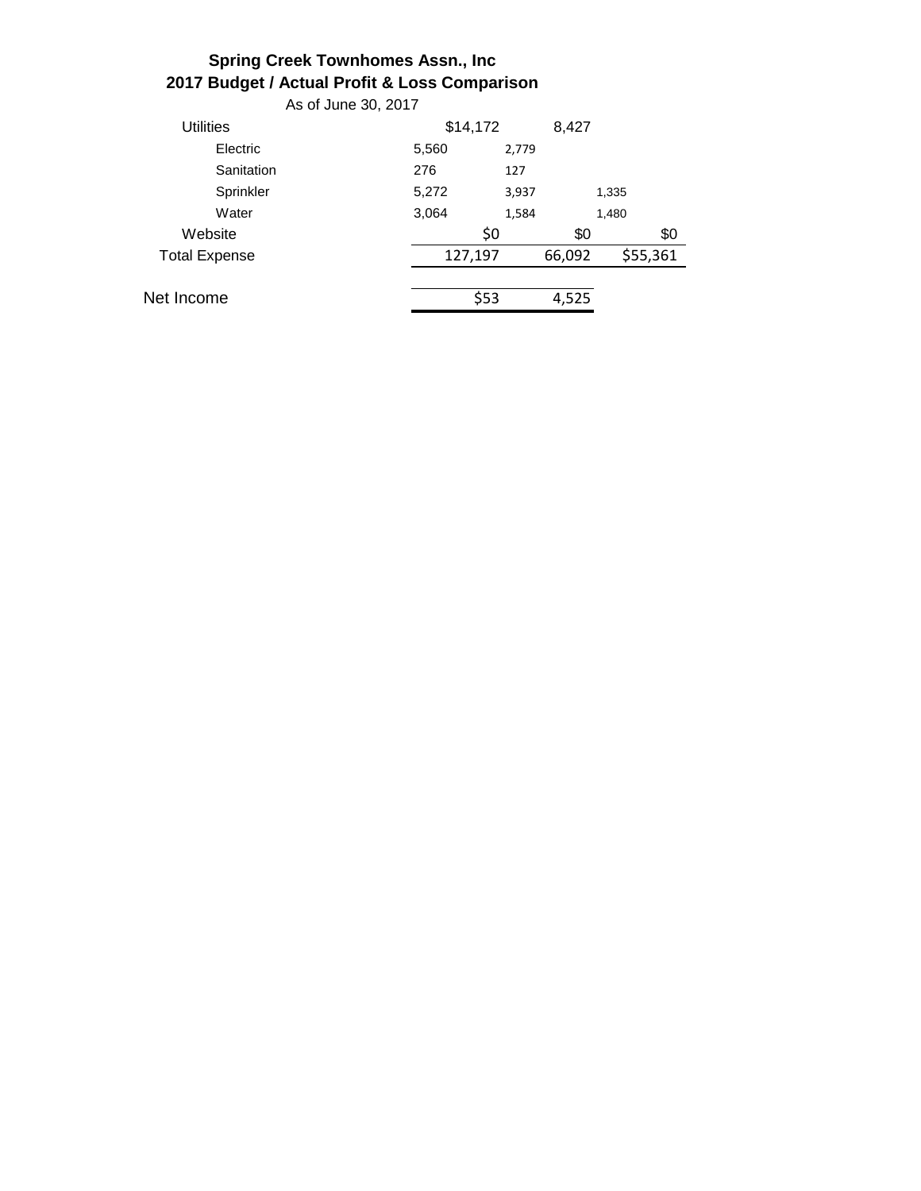**Spring Creek Townhomes Assn., Inc**
**2017 Budget / Actual Profit & Loss Comparison**
As of June 30, 2017

| | | | |
|---|---|---|---|
| Utilities | $14,172 | 8,427 | |
| Electric | 5,560 | 2,779 | |
| Sanitation | 276 | 127 | |
| Sprinkler | 5,272 | 3,937 | 1,335 |
| Water | 3,064 | 1,584 | 1,480 |
| Website | $0 | $0 | $0 |
| Total Expense | 127,197 | 66,092 | $55,361 |
| Net Income | $53 | 4,525 | |